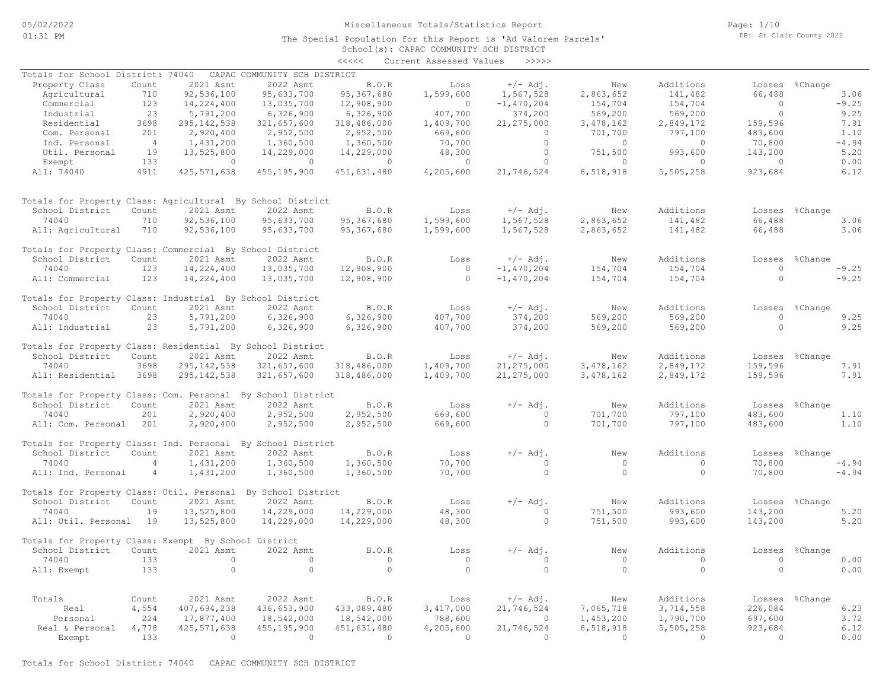# Miscellaneous Totals/Statistics Report

The Special Population for this Report is 'Ad Valorem Parcels'
School(s): CAPAC COMMUNITY SCH DISTRICT
<<<<< Current Assessed Values >>>>>

05/02/2022 01:31 PM — DB: St Clair County 2022

## Totals for School District: 74040 CAPAC COMMUNITY SCH DISTRICT

| Property Class | Count | 2021 Asmt | 2022 Asmt | B.O.R | Loss | +/- Adj. | New | Additions | Losses | %Change |
|---|---|---|---|---|---|---|---|---|---|---|
| Agricultural | 710 | 92,536,100 | 95,633,700 | 95,367,680 | 1,599,600 | 1,567,528 | 2,863,652 | 141,482 | 66,488 | 3.06 |
| Commercial | 123 | 14,224,400 | 13,035,700 | 12,908,900 | 0 | -1,470,204 | 154,704 | 154,704 | 0 | -9.25 |
| Industrial | 23 | 5,791,200 | 6,326,900 | 6,326,900 | 407,700 | 374,200 | 569,200 | 569,200 | 0 | 9.25 |
| Residential | 3698 | 295,142,538 | 321,657,600 | 318,486,000 | 1,409,700 | 21,275,000 | 3,478,162 | 2,849,172 | 159,596 | 7.91 |
| Com. Personal | 201 | 2,920,400 | 2,952,500 | 2,952,500 | 669,600 | 0 | 701,700 | 797,100 | 483,600 | 1.10 |
| Ind. Personal | 4 | 1,431,200 | 1,360,500 | 1,360,500 | 70,700 | 0 | 0 | 0 | 70,800 | -4.94 |
| Util. Personal | 19 | 13,525,800 | 14,229,000 | 14,229,000 | 48,300 | 0 | 751,500 | 993,600 | 143,200 | 5.20 |
| Exempt | 133 | 0 | 0 | 0 | 0 | 0 | 0 | 0 | 0 | 0.00 |
| All: 74040 | 4911 | 425,571,638 | 455,195,900 | 451,631,480 | 4,205,600 | 21,746,524 | 8,518,918 | 5,505,258 | 923,684 | 6.12 |

## Totals for Property Class: Agricultural By School District

| School District | Count | 2021 Asmt | 2022 Asmt | B.O.R | Loss | +/- Adj. | New | Additions | Losses | %Change |
|---|---|---|---|---|---|---|---|---|---|---|
| 74040 | 710 | 92,536,100 | 95,633,700 | 95,367,680 | 1,599,600 | 1,567,528 | 2,863,652 | 141,482 | 66,488 | 3.06 |
| All: Agricultural | 710 | 92,536,100 | 95,633,700 | 95,367,680 | 1,599,600 | 1,567,528 | 2,863,652 | 141,482 | 66,488 | 3.06 |

## Totals for Property Class: Commercial By School District

| School District | Count | 2021 Asmt | 2022 Asmt | B.O.R | Loss | +/- Adj. | New | Additions | Losses | %Change |
|---|---|---|---|---|---|---|---|---|---|---|
| 74040 | 123 | 14,224,400 | 13,035,700 | 12,908,900 | 0 | -1,470,204 | 154,704 | 154,704 | 0 | -9.25 |
| All: Commercial | 123 | 14,224,400 | 13,035,700 | 12,908,900 | 0 | -1,470,204 | 154,704 | 154,704 | 0 | -9.25 |

## Totals for Property Class: Industrial By School District

| School District | Count | 2021 Asmt | 2022 Asmt | B.O.R | Loss | +/- Adj. | New | Additions | Losses | %Change |
|---|---|---|---|---|---|---|---|---|---|---|
| 74040 | 23 | 5,791,200 | 6,326,900 | 6,326,900 | 407,700 | 374,200 | 569,200 | 569,200 | 0 | 9.25 |
| All: Industrial | 23 | 5,791,200 | 6,326,900 | 6,326,900 | 407,700 | 374,200 | 569,200 | 569,200 | 0 | 9.25 |

## Totals for Property Class: Residential By School District

| School District | Count | 2021 Asmt | 2022 Asmt | B.O.R | Loss | +/- Adj. | New | Additions | Losses | %Change |
|---|---|---|---|---|---|---|---|---|---|---|
| 74040 | 3698 | 295,142,538 | 321,657,600 | 318,486,000 | 1,409,700 | 21,275,000 | 3,478,162 | 2,849,172 | 159,596 | 7.91 |
| All: Residential | 3698 | 295,142,538 | 321,657,600 | 318,486,000 | 1,409,700 | 21,275,000 | 3,478,162 | 2,849,172 | 159,596 | 7.91 |

## Totals for Property Class: Com. Personal By School District

| School District | Count | 2021 Asmt | 2022 Asmt | B.O.R | Loss | +/- Adj. | New | Additions | Losses | %Change |
|---|---|---|---|---|---|---|---|---|---|---|
| 74040 | 201 | 2,920,400 | 2,952,500 | 2,952,500 | 669,600 | 0 | 701,700 | 797,100 | 483,600 | 1.10 |
| All: Com. Personal | 201 | 2,920,400 | 2,952,500 | 2,952,500 | 669,600 | 0 | 701,700 | 797,100 | 483,600 | 1.10 |

## Totals for Property Class: Ind. Personal By School District

| School District | Count | 2021 Asmt | 2022 Asmt | B.O.R | Loss | +/- Adj. | New | Additions | Losses | %Change |
|---|---|---|---|---|---|---|---|---|---|---|
| 74040 | 4 | 1,431,200 | 1,360,500 | 1,360,500 | 70,700 | 0 | 0 | 0 | 70,800 | -4.94 |
| All: Ind. Personal | 4 | 1,431,200 | 1,360,500 | 1,360,500 | 70,700 | 0 | 0 | 0 | 70,800 | -4.94 |

## Totals for Property Class: Util. Personal By School District

| School District | Count | 2021 Asmt | 2022 Asmt | B.O.R | Loss | +/- Adj. | New | Additions | Losses | %Change |
|---|---|---|---|---|---|---|---|---|---|---|
| 74040 | 19 | 13,525,800 | 14,229,000 | 14,229,000 | 48,300 | 0 | 751,500 | 993,600 | 143,200 | 5.20 |
| All: Util. Personal | 19 | 13,525,800 | 14,229,000 | 14,229,000 | 48,300 | 0 | 751,500 | 993,600 | 143,200 | 5.20 |

## Totals for Property Class: Exempt By School District

| School District | Count | 2021 Asmt | 2022 Asmt | B.O.R | Loss | +/- Adj. | New | Additions | Losses | %Change |
|---|---|---|---|---|---|---|---|---|---|---|
| 74040 | 133 | 0 | 0 | 0 | 0 | 0 | 0 | 0 | 0 | 0.00 |
| All: Exempt | 133 | 0 | 0 | 0 | 0 | 0 | 0 | 0 | 0 | 0.00 |

## Totals

| Totals | Count | 2021 Asmt | 2022 Asmt | B.O.R | Loss | +/- Adj. | New | Additions | Losses | %Change |
|---|---|---|---|---|---|---|---|---|---|---|
| Real | 4,554 | 407,694,238 | 436,653,900 | 433,089,480 | 3,417,000 | 21,746,524 | 7,065,718 | 3,714,558 | 226,084 | 6.23 |
| Personal | 224 | 17,877,400 | 18,542,000 | 18,542,000 | 788,600 | 0 | 1,453,200 | 1,790,700 | 697,600 | 3.72 |
| Real & Personal | 4,778 | 425,571,638 | 455,195,900 | 451,631,480 | 4,205,600 | 21,746,524 | 8,518,918 | 5,505,258 | 923,684 | 6.12 |
| Exempt | 133 | 0 | 0 | 0 | 0 | 0 | 0 | 0 | 0 | 0.00 |

Totals for School District: 74040 CAPAC COMMUNITY SCH DISTRICT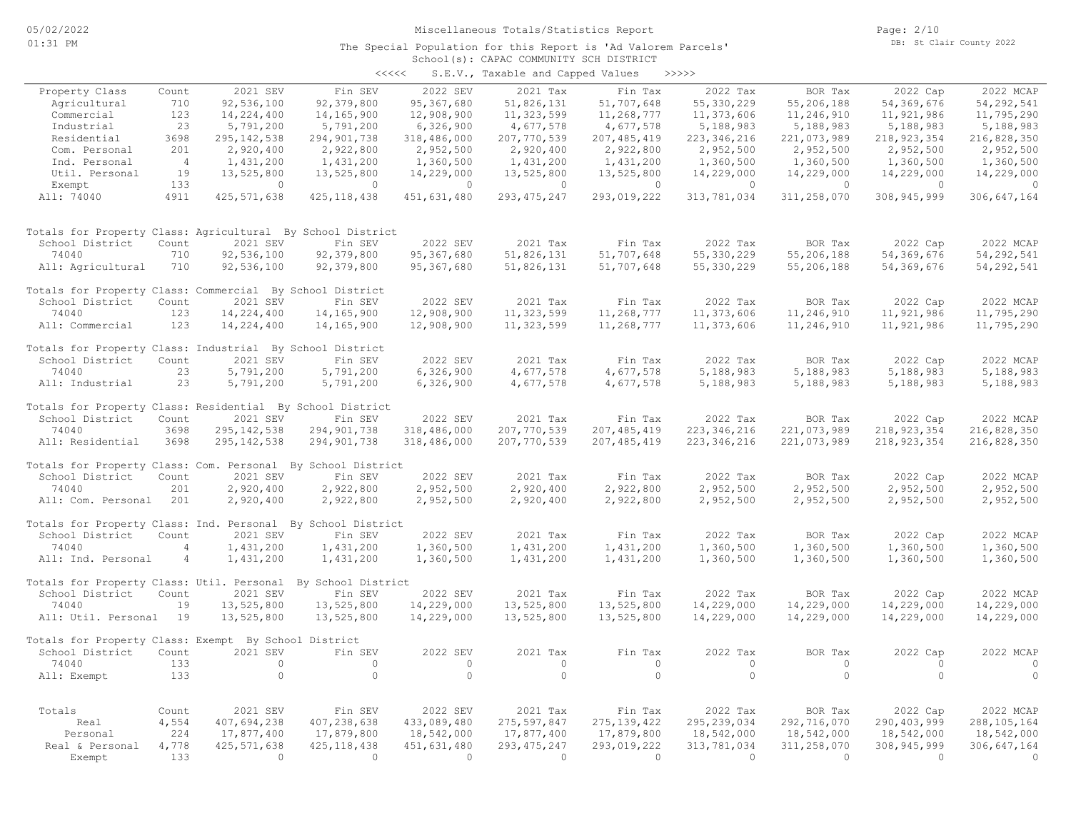# Miscellaneous Totals/Statistics Report

The Special Population for this Report is 'Ad Valorem Parcels'
School(s): CAPAC COMMUNITY SCH DISTRICT

<<<<< S.E.V., Taxable and Capped Values >>>>>

| Property Class | Count | 2021 SEV | Fin SEV | 2022 SEV | 2021 Tax | Fin Tax | 2022 Tax | BOR Tax | 2022 Cap | 2022 MCAP |
|---|---|---|---|---|---|---|---|---|---|---|
| Agricultural | 710 | 92,536,100 | 92,379,800 | 95,367,680 | 51,826,131 | 51,707,648 | 55,330,229 | 55,206,188 | 54,369,676 | 54,292,541 |
| Commercial | 123 | 14,224,400 | 14,165,900 | 12,908,900 | 11,323,599 | 11,268,777 | 11,373,606 | 11,246,910 | 11,921,986 | 11,795,290 |
| Industrial | 23 | 5,791,200 | 5,791,200 | 6,326,900 | 4,677,578 | 4,677,578 | 5,188,983 | 5,188,983 | 5,188,983 | 5,188,983 |
| Residential | 3698 | 295,142,538 | 294,901,738 | 318,486,000 | 207,770,539 | 207,485,419 | 223,346,216 | 221,073,989 | 218,923,354 | 216,828,350 |
| Com. Personal | 201 | 2,920,400 | 2,922,800 | 2,952,500 | 2,920,400 | 2,922,800 | 2,952,500 | 2,952,500 | 2,952,500 | 2,952,500 |
| Ind. Personal | 4 | 1,431,200 | 1,431,200 | 1,360,500 | 1,431,200 | 1,431,200 | 1,360,500 | 1,360,500 | 1,360,500 | 1,360,500 |
| Util. Personal | 19 | 13,525,800 | 13,525,800 | 14,229,000 | 13,525,800 | 13,525,800 | 14,229,000 | 14,229,000 | 14,229,000 | 14,229,000 |
| Exempt | 133 | 0 | 0 | 0 | 0 | 0 | 0 | 0 | 0 | 0 |
| All: 74040 | 4911 | 425,571,638 | 425,118,438 | 451,631,480 | 293,475,247 | 293,019,222 | 313,781,034 | 311,258,070 | 308,945,999 | 306,647,164 |

Totals for Property Class: Agricultural By School District

| School District | Count | 2021 SEV | Fin SEV | 2022 SEV | 2021 Tax | Fin Tax | 2022 Tax | BOR Tax | 2022 Cap | 2022 MCAP |
|---|---|---|---|---|---|---|---|---|---|---|
| 74040 | 710 | 92,536,100 | 92,379,800 | 95,367,680 | 51,826,131 | 51,707,648 | 55,330,229 | 55,206,188 | 54,369,676 | 54,292,541 |
| All: Agricultural | 710 | 92,536,100 | 92,379,800 | 95,367,680 | 51,826,131 | 51,707,648 | 55,330,229 | 55,206,188 | 54,369,676 | 54,292,541 |

Totals for Property Class: Commercial By School District

| School District | Count | 2021 SEV | Fin SEV | 2022 SEV | 2021 Tax | Fin Tax | 2022 Tax | BOR Tax | 2022 Cap | 2022 MCAP |
|---|---|---|---|---|---|---|---|---|---|---|
| 74040 | 123 | 14,224,400 | 14,165,900 | 12,908,900 | 11,323,599 | 11,268,777 | 11,373,606 | 11,246,910 | 11,921,986 | 11,795,290 |
| All: Commercial | 123 | 14,224,400 | 14,165,900 | 12,908,900 | 11,323,599 | 11,268,777 | 11,373,606 | 11,246,910 | 11,921,986 | 11,795,290 |

Totals for Property Class: Industrial By School District

| School District | Count | 2021 SEV | Fin SEV | 2022 SEV | 2021 Tax | Fin Tax | 2022 Tax | BOR Tax | 2022 Cap | 2022 MCAP |
|---|---|---|---|---|---|---|---|---|---|---|
| 74040 | 23 | 5,791,200 | 5,791,200 | 6,326,900 | 4,677,578 | 4,677,578 | 5,188,983 | 5,188,983 | 5,188,983 | 5,188,983 |
| All: Industrial | 23 | 5,791,200 | 5,791,200 | 6,326,900 | 4,677,578 | 4,677,578 | 5,188,983 | 5,188,983 | 5,188,983 | 5,188,983 |

Totals for Property Class: Residential By School District

| School District | Count | 2021 SEV | Fin SEV | 2022 SEV | 2021 Tax | Fin Tax | 2022 Tax | BOR Tax | 2022 Cap | 2022 MCAP |
|---|---|---|---|---|---|---|---|---|---|---|
| 74040 | 3698 | 295,142,538 | 294,901,738 | 318,486,000 | 207,770,539 | 207,485,419 | 223,346,216 | 221,073,989 | 218,923,354 | 216,828,350 |
| All: Residential | 3698 | 295,142,538 | 294,901,738 | 318,486,000 | 207,770,539 | 207,485,419 | 223,346,216 | 221,073,989 | 218,923,354 | 216,828,350 |

Totals for Property Class: Com. Personal By School District

| School District | Count | 2021 SEV | Fin SEV | 2022 SEV | 2021 Tax | Fin Tax | 2022 Tax | BOR Tax | 2022 Cap | 2022 MCAP |
|---|---|---|---|---|---|---|---|---|---|---|
| 74040 | 201 | 2,920,400 | 2,922,800 | 2,952,500 | 2,920,400 | 2,922,800 | 2,952,500 | 2,952,500 | 2,952,500 | 2,952,500 |
| All: Com. Personal | 201 | 2,920,400 | 2,922,800 | 2,952,500 | 2,920,400 | 2,922,800 | 2,952,500 | 2,952,500 | 2,952,500 | 2,952,500 |

Totals for Property Class: Ind. Personal By School District

| School District | Count | 2021 SEV | Fin SEV | 2022 SEV | 2021 Tax | Fin Tax | 2022 Tax | BOR Tax | 2022 Cap | 2022 MCAP |
|---|---|---|---|---|---|---|---|---|---|---|
| 74040 | 4 | 1,431,200 | 1,431,200 | 1,360,500 | 1,431,200 | 1,431,200 | 1,360,500 | 1,360,500 | 1,360,500 | 1,360,500 |
| All: Ind. Personal | 4 | 1,431,200 | 1,431,200 | 1,360,500 | 1,431,200 | 1,431,200 | 1,360,500 | 1,360,500 | 1,360,500 | 1,360,500 |

Totals for Property Class: Util. Personal By School District

| School District | Count | 2021 SEV | Fin SEV | 2022 SEV | 2021 Tax | Fin Tax | 2022 Tax | BOR Tax | 2022 Cap | 2022 MCAP |
|---|---|---|---|---|---|---|---|---|---|---|
| 74040 | 19 | 13,525,800 | 13,525,800 | 14,229,000 | 13,525,800 | 13,525,800 | 14,229,000 | 14,229,000 | 14,229,000 | 14,229,000 |
| All: Util. Personal | 19 | 13,525,800 | 13,525,800 | 14,229,000 | 13,525,800 | 13,525,800 | 14,229,000 | 14,229,000 | 14,229,000 | 14,229,000 |

Totals for Property Class: Exempt By School District

| School District | Count | 2021 SEV | Fin SEV | 2022 SEV | 2021 Tax | Fin Tax | 2022 Tax | BOR Tax | 2022 Cap | 2022 MCAP |
|---|---|---|---|---|---|---|---|---|---|---|
| 74040 | 133 | 0 | 0 | 0 | 0 | 0 | 0 | 0 | 0 | 0 |
| All: Exempt | 133 | 0 | 0 | 0 | 0 | 0 | 0 | 0 | 0 | 0 |

| Totals | Count | 2021 SEV | Fin SEV | 2022 SEV | 2021 Tax | Fin Tax | 2022 Tax | BOR Tax | 2022 Cap | 2022 MCAP |
|---|---|---|---|---|---|---|---|---|---|---|
| Real | 4,554 | 407,694,238 | 407,238,638 | 433,089,480 | 275,597,847 | 275,139,422 | 295,239,034 | 292,716,070 | 290,403,999 | 288,105,164 |
| Personal | 224 | 17,877,400 | 17,879,800 | 18,542,000 | 17,877,400 | 17,879,800 | 18,542,000 | 18,542,000 | 18,542,000 | 18,542,000 |
| Real & Personal | 4,778 | 425,571,638 | 425,118,438 | 451,631,480 | 293,475,247 | 293,019,222 | 313,781,034 | 311,258,070 | 308,945,999 | 306,647,164 |
| Exempt | 133 | 0 | 0 | 0 | 0 | 0 | 0 | 0 | 0 | 0 |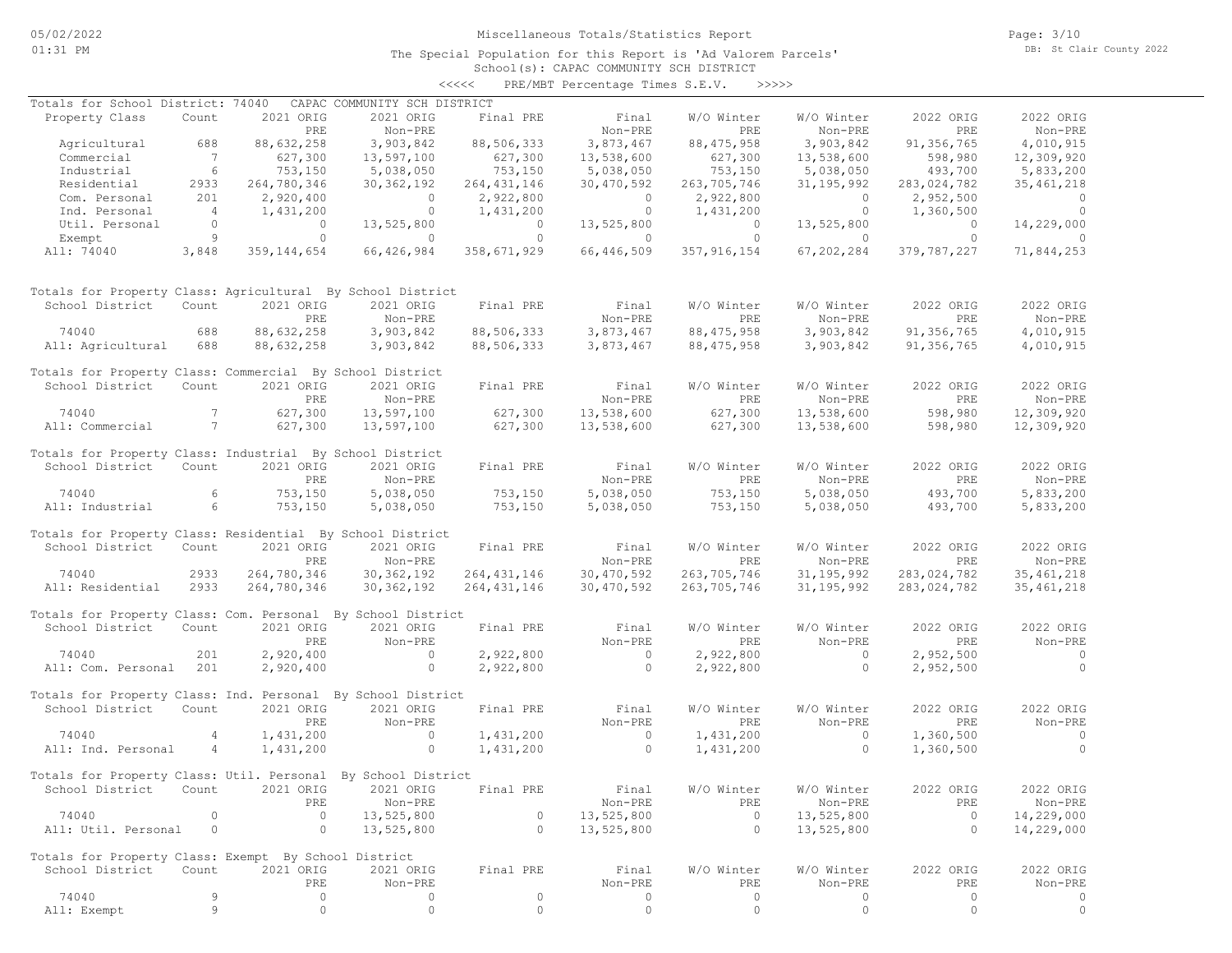Miscellaneous Totals/Statistics Report

The Special Population for this Report is 'Ad Valorem Parcels'

School(s): CAPAC COMMUNITY SCH DISTRICT

<<<<< PRE/MBT Percentage Times S.E.V. >>>>>

Totals for School District: 74040 CAPAC COMMUNITY SCH DISTRICT

| Property Class | Count | 2021 ORIG PRE | 2021 ORIG Non-PRE | Final PRE | Final Non-PRE | W/O Winter PRE | W/O Winter Non-PRE | 2022 ORIG PRE | 2022 ORIG Non-PRE |
|---|---|---|---|---|---|---|---|---|---|
| Agricultural | 688 | 88,632,258 | 3,903,842 | 88,506,333 | 3,873,467 | 88,475,958 | 3,903,842 | 91,356,765 | 4,010,915 |
| Commercial | 7 | 627,300 | 13,597,100 | 627,300 | 13,538,600 | 627,300 | 13,538,600 | 598,980 | 12,309,920 |
| Industrial | 6 | 753,150 | 5,038,050 | 753,150 | 5,038,050 | 753,150 | 5,038,050 | 493,700 | 5,833,200 |
| Residential | 2933 | 264,780,346 | 30,362,192 | 264,431,146 | 30,470,592 | 263,705,746 | 31,195,992 | 283,024,782 | 35,461,218 |
| Com. Personal | 201 | 2,920,400 | 0 | 2,922,800 | 0 | 2,922,800 | 0 | 2,952,500 | 0 |
| Ind. Personal | 4 | 1,431,200 | 0 | 1,431,200 | 0 | 1,431,200 | 0 | 1,360,500 | 0 |
| Util. Personal | 0 | 0 | 13,525,800 | 0 | 13,525,800 | 0 | 13,525,800 | 0 | 14,229,000 |
| Exempt | 9 | 0 | 0 | 0 | 0 | 0 | 0 | 0 | 0 |
| All: 74040 | 3,848 | 359,144,654 | 66,426,984 | 358,671,929 | 66,446,509 | 357,916,154 | 67,202,284 | 379,787,227 | 71,844,253 |

Totals for Property Class: Agricultural By School District

| School District | Count | 2021 ORIG PRE | 2021 ORIG Non-PRE | Final PRE | Final Non-PRE | W/O Winter PRE | W/O Winter Non-PRE | 2022 ORIG PRE | 2022 ORIG Non-PRE |
|---|---|---|---|---|---|---|---|---|---|
| 74040 | 688 | 88,632,258 | 3,903,842 | 88,506,333 | 3,873,467 | 88,475,958 | 3,903,842 | 91,356,765 | 4,010,915 |
| All: Agricultural | 688 | 88,632,258 | 3,903,842 | 88,506,333 | 3,873,467 | 88,475,958 | 3,903,842 | 91,356,765 | 4,010,915 |

Totals for Property Class: Commercial By School District

| School District | Count | 2021 ORIG PRE | 2021 ORIG Non-PRE | Final PRE | Final Non-PRE | W/O Winter PRE | W/O Winter Non-PRE | 2022 ORIG PRE | 2022 ORIG Non-PRE |
|---|---|---|---|---|---|---|---|---|---|
| 74040 | 7 | 627,300 | 13,597,100 | 627,300 | 13,538,600 | 627,300 | 13,538,600 | 598,980 | 12,309,920 |
| All: Commercial | 7 | 627,300 | 13,597,100 | 627,300 | 13,538,600 | 627,300 | 13,538,600 | 598,980 | 12,309,920 |

Totals for Property Class: Industrial By School District

| School District | Count | 2021 ORIG PRE | 2021 ORIG Non-PRE | Final PRE | Final Non-PRE | W/O Winter PRE | W/O Winter Non-PRE | 2022 ORIG PRE | 2022 ORIG Non-PRE |
|---|---|---|---|---|---|---|---|---|---|
| 74040 | 6 | 753,150 | 5,038,050 | 753,150 | 5,038,050 | 753,150 | 5,038,050 | 493,700 | 5,833,200 |
| All: Industrial | 6 | 753,150 | 5,038,050 | 753,150 | 5,038,050 | 753,150 | 5,038,050 | 493,700 | 5,833,200 |

Totals for Property Class: Residential By School District

| School District | Count | 2021 ORIG PRE | 2021 ORIG Non-PRE | Final PRE | Final Non-PRE | W/O Winter PRE | W/O Winter Non-PRE | 2022 ORIG PRE | 2022 ORIG Non-PRE |
|---|---|---|---|---|---|---|---|---|---|
| 74040 | 2933 | 264,780,346 | 30,362,192 | 264,431,146 | 30,470,592 | 263,705,746 | 31,195,992 | 283,024,782 | 35,461,218 |
| All: Residential | 2933 | 264,780,346 | 30,362,192 | 264,431,146 | 30,470,592 | 263,705,746 | 31,195,992 | 283,024,782 | 35,461,218 |

Totals for Property Class: Com. Personal By School District

| School District | Count | 2021 ORIG PRE | 2021 ORIG Non-PRE | Final PRE | Final Non-PRE | W/O Winter PRE | W/O Winter Non-PRE | 2022 ORIG PRE | 2022 ORIG Non-PRE |
|---|---|---|---|---|---|---|---|---|---|
| 74040 | 201 | 2,920,400 | 0 | 2,922,800 | 0 | 2,922,800 | 0 | 2,952,500 | 0 |
| All: Com. Personal | 201 | 2,920,400 | 0 | 2,922,800 | 0 | 2,922,800 | 0 | 2,952,500 | 0 |

Totals for Property Class: Ind. Personal By School District

| School District | Count | 2021 ORIG PRE | 2021 ORIG Non-PRE | Final PRE | Final Non-PRE | W/O Winter PRE | W/O Winter Non-PRE | 2022 ORIG PRE | 2022 ORIG Non-PRE |
|---|---|---|---|---|---|---|---|---|---|
| 74040 | 4 | 1,431,200 | 0 | 1,431,200 | 0 | 1,431,200 | 0 | 1,360,500 | 0 |
| All: Ind. Personal | 4 | 1,431,200 | 0 | 1,431,200 | 0 | 1,431,200 | 0 | 1,360,500 | 0 |

Totals for Property Class: Util. Personal By School District

| School District | Count | 2021 ORIG PRE | 2021 ORIG Non-PRE | Final PRE | Final Non-PRE | W/O Winter PRE | W/O Winter Non-PRE | 2022 ORIG PRE | 2022 ORIG Non-PRE |
|---|---|---|---|---|---|---|---|---|---|
| 74040 | 0 | 0 | 13,525,800 | 0 | 13,525,800 | 0 | 13,525,800 | 0 | 14,229,000 |
| All: Util. Personal | 0 | 0 | 13,525,800 | 0 | 13,525,800 | 0 | 13,525,800 | 0 | 14,229,000 |

Totals for Property Class: Exempt By School District

| School District | Count | 2021 ORIG PRE | 2021 ORIG Non-PRE | Final PRE | Final Non-PRE | W/O Winter PRE | W/O Winter Non-PRE | 2022 ORIG PRE | 2022 ORIG Non-PRE |
|---|---|---|---|---|---|---|---|---|---|
| 74040 | 9 | 0 | 0 | 0 | 0 | 0 | 0 | 0 | 0 |
| All: Exempt | 9 | 0 | 0 | 0 | 0 | 0 | 0 | 0 | 0 |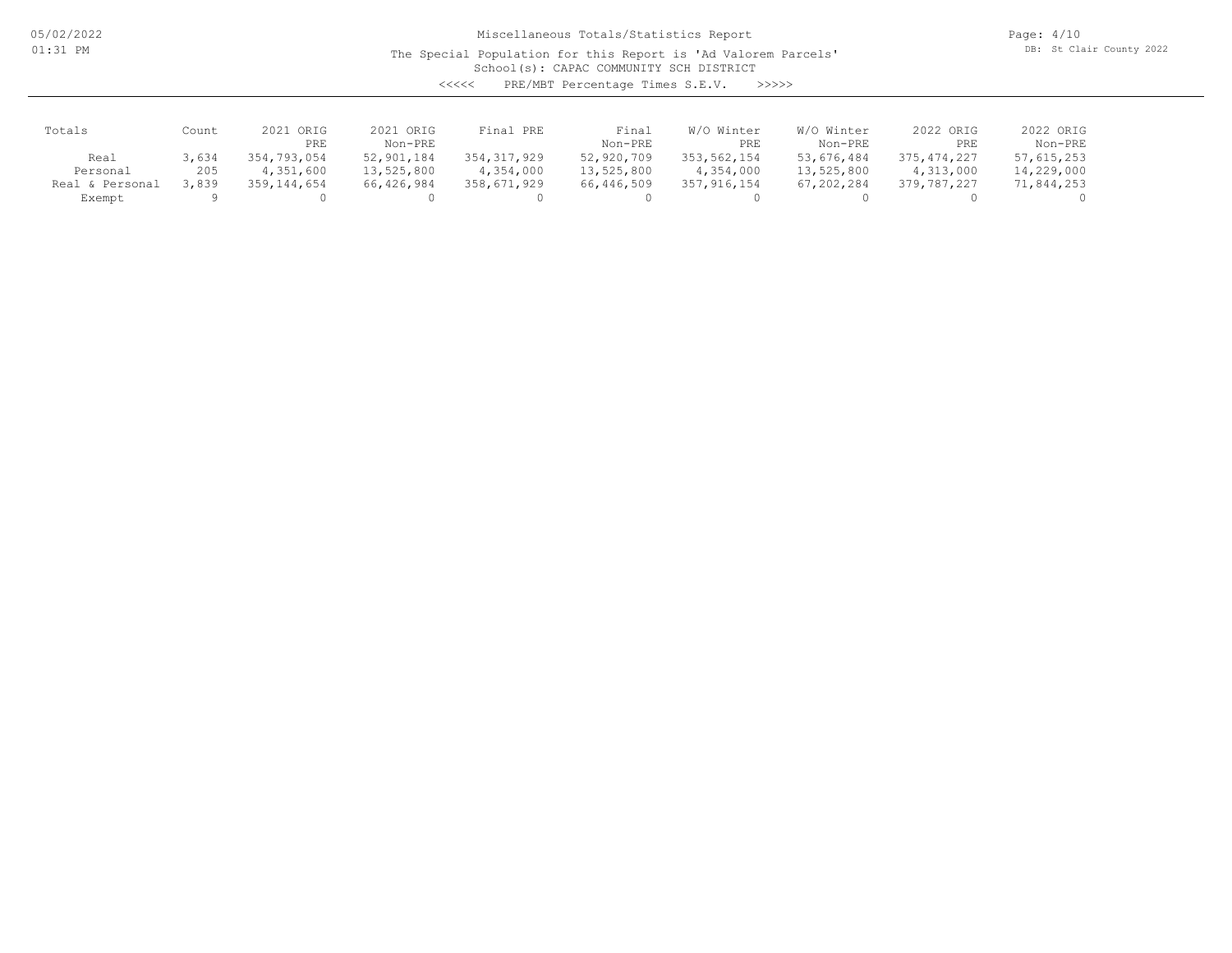Miscellaneous Totals/Statistics Report

The Special Population for this Report is 'Ad Valorem Parcels'
School(s): CAPAC COMMUNITY SCH DISTRICT

<<<<< PRE/MBT Percentage Times S.E.V. >>>>>

| Totals | Count | 2021 ORIG PRE | 2021 ORIG Non-PRE | Final PRE | Final Non-PRE | W/O Winter PRE | W/O Winter Non-PRE | 2022 ORIG PRE | 2022 ORIG Non-PRE |
|---|---|---|---|---|---|---|---|---|---|
| Real | 3,634 | 354,793,054 | 52,901,184 | 354,317,929 | 52,920,709 | 353,562,154 | 53,676,484 | 375,474,227 | 57,615,253 |
| Personal | 205 | 4,351,600 | 13,525,800 | 4,354,000 | 13,525,800 | 4,354,000 | 13,525,800 | 4,313,000 | 14,229,000 |
| Real & Personal | 3,839 | 359,144,654 | 66,426,984 | 358,671,929 | 66,446,509 | 357,916,154 | 67,202,284 | 379,787,227 | 71,844,253 |
| Exempt | 9 | 0 | 0 | 0 | 0 | 0 | 0 | 0 | 0 |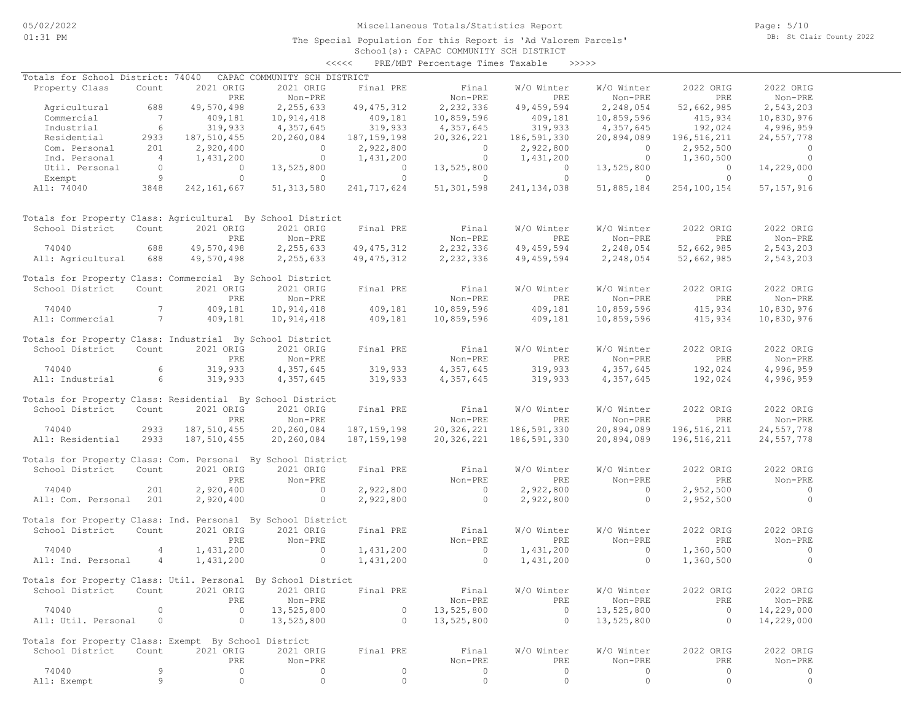Miscellaneous Totals/Statistics Report

The Special Population for this Report is 'Ad Valorem Parcels'

School(s): CAPAC COMMUNITY SCH DISTRICT

<<<<< PRE/MBT Percentage Times Taxable >>>>>

Totals for School District: 74040 CAPAC COMMUNITY SCH DISTRICT

| Property Class | Count | 2021 ORIG PRE | 2021 ORIG Non-PRE | Final PRE | Final Non-PRE | W/O Winter PRE | W/O Winter Non-PRE | 2022 ORIG PRE | 2022 ORIG Non-PRE |
|---|---|---|---|---|---|---|---|---|---|
| Agricultural | 688 | 49,570,498 | 2,255,633 | 49,475,312 | 2,232,336 | 49,459,594 | 2,248,054 | 52,662,985 | 2,543,203 |
| Commercial | 7 | 409,181 | 10,914,418 | 409,181 | 10,859,596 | 409,181 | 10,859,596 | 415,934 | 10,830,976 |
| Industrial | 6 | 319,933 | 4,357,645 | 319,933 | 4,357,645 | 319,933 | 4,357,645 | 192,024 | 4,996,959 |
| Residential | 2933 | 187,510,455 | 20,260,084 | 187,159,198 | 20,326,221 | 186,591,330 | 20,894,089 | 196,516,211 | 24,557,778 |
| Com. Personal | 201 | 2,920,400 | 0 | 2,922,800 | 0 | 2,922,800 | 0 | 2,952,500 | 0 |
| Ind. Personal | 4 | 1,431,200 | 0 | 1,431,200 | 0 | 1,431,200 | 0 | 1,360,500 | 0 |
| Util. Personal | 0 | 0 | 13,525,800 | 0 | 13,525,800 | 0 | 13,525,800 | 0 | 14,229,000 |
| Exempt | 9 | 0 | 0 | 0 | 0 | 0 | 0 | 0 | 0 |
| All: 74040 | 3848 | 242,161,667 | 51,313,580 | 241,717,624 | 51,301,598 | 241,134,038 | 51,885,184 | 254,100,154 | 57,157,916 |

Totals for Property Class: Agricultural By School District

| School District | Count | 2021 ORIG PRE | 2021 ORIG Non-PRE | Final PRE | Final Non-PRE | W/O Winter PRE | W/O Winter Non-PRE | 2022 ORIG PRE | 2022 ORIG Non-PRE |
|---|---|---|---|---|---|---|---|---|---|
| 74040 | 688 | 49,570,498 | 2,255,633 | 49,475,312 | 2,232,336 | 49,459,594 | 2,248,054 | 52,662,985 | 2,543,203 |
| All: Agricultural | 688 | 49,570,498 | 2,255,633 | 49,475,312 | 2,232,336 | 49,459,594 | 2,248,054 | 52,662,985 | 2,543,203 |

Totals for Property Class: Commercial By School District

| School District | Count | 2021 ORIG PRE | 2021 ORIG Non-PRE | Final PRE | Final Non-PRE | W/O Winter PRE | W/O Winter Non-PRE | 2022 ORIG PRE | 2022 ORIG Non-PRE |
|---|---|---|---|---|---|---|---|---|---|
| 74040 | 7 | 409,181 | 10,914,418 | 409,181 | 10,859,596 | 409,181 | 10,859,596 | 415,934 | 10,830,976 |
| All: Commercial | 7 | 409,181 | 10,914,418 | 409,181 | 10,859,596 | 409,181 | 10,859,596 | 415,934 | 10,830,976 |

Totals for Property Class: Industrial By School District

| School District | Count | 2021 ORIG PRE | 2021 ORIG Non-PRE | Final PRE | Final Non-PRE | W/O Winter PRE | W/O Winter Non-PRE | 2022 ORIG PRE | 2022 ORIG Non-PRE |
|---|---|---|---|---|---|---|---|---|---|
| 74040 | 6 | 319,933 | 4,357,645 | 319,933 | 4,357,645 | 319,933 | 4,357,645 | 192,024 | 4,996,959 |
| All: Industrial | 6 | 319,933 | 4,357,645 | 319,933 | 4,357,645 | 319,933 | 4,357,645 | 192,024 | 4,996,959 |

Totals for Property Class: Residential By School District

| School District | Count | 2021 ORIG PRE | 2021 ORIG Non-PRE | Final PRE | Final Non-PRE | W/O Winter PRE | W/O Winter Non-PRE | 2022 ORIG PRE | 2022 ORIG Non-PRE |
|---|---|---|---|---|---|---|---|---|---|
| 74040 | 2933 | 187,510,455 | 20,260,084 | 187,159,198 | 20,326,221 | 186,591,330 | 20,894,089 | 196,516,211 | 24,557,778 |
| All: Residential | 2933 | 187,510,455 | 20,260,084 | 187,159,198 | 20,326,221 | 186,591,330 | 20,894,089 | 196,516,211 | 24,557,778 |

Totals for Property Class: Com. Personal By School District

| School District | Count | 2021 ORIG PRE | 2021 ORIG Non-PRE | Final PRE | Final Non-PRE | W/O Winter PRE | W/O Winter Non-PRE | 2022 ORIG PRE | 2022 ORIG Non-PRE |
|---|---|---|---|---|---|---|---|---|---|
| 74040 | 201 | 2,920,400 | 0 | 2,922,800 | 0 | 2,922,800 | 0 | 2,952,500 | 0 |
| All: Com. Personal | 201 | 2,920,400 | 0 | 2,922,800 | 0 | 2,922,800 | 0 | 2,952,500 | 0 |

Totals for Property Class: Ind. Personal By School District

| School District | Count | 2021 ORIG PRE | 2021 ORIG Non-PRE | Final PRE | Final Non-PRE | W/O Winter PRE | W/O Winter Non-PRE | 2022 ORIG PRE | 2022 ORIG Non-PRE |
|---|---|---|---|---|---|---|---|---|---|
| 74040 | 4 | 1,431,200 | 0 | 1,431,200 | 0 | 1,431,200 | 0 | 1,360,500 | 0 |
| All: Ind. Personal | 4 | 1,431,200 | 0 | 1,431,200 | 0 | 1,431,200 | 0 | 1,360,500 | 0 |

Totals for Property Class: Util. Personal By School District

| School District | Count | 2021 ORIG PRE | 2021 ORIG Non-PRE | Final PRE | Final Non-PRE | W/O Winter PRE | W/O Winter Non-PRE | 2022 ORIG PRE | 2022 ORIG Non-PRE |
|---|---|---|---|---|---|---|---|---|---|
| 74040 | 0 | 0 | 13,525,800 | 0 | 13,525,800 | 0 | 13,525,800 | 0 | 14,229,000 |
| All: Util. Personal | 0 | 0 | 13,525,800 | 0 | 13,525,800 | 0 | 13,525,800 | 0 | 14,229,000 |

Totals for Property Class: Exempt By School District

| School District | Count | 2021 ORIG PRE | 2021 ORIG Non-PRE | Final PRE | Final Non-PRE | W/O Winter PRE | W/O Winter Non-PRE | 2022 ORIG PRE | 2022 ORIG Non-PRE |
|---|---|---|---|---|---|---|---|---|---|
| 74040 | 9 | 0 | 0 | 0 | 0 | 0 | 0 | 0 | 0 |
| All: Exempt | 9 | 0 | 0 | 0 | 0 | 0 | 0 | 0 | 0 |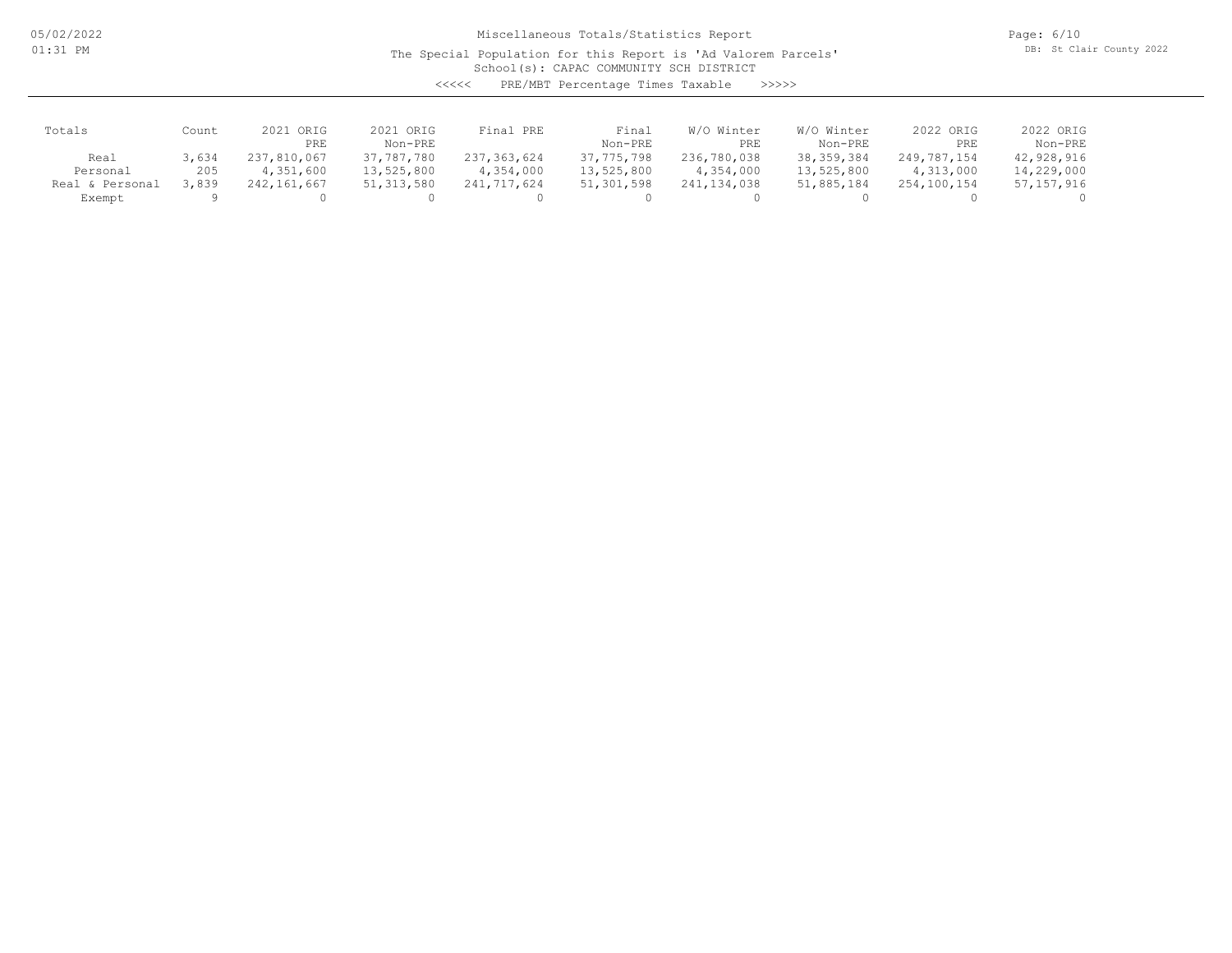Miscellaneous Totals/Statistics Report

The Special Population for this Report is 'Ad Valorem Parcels'

School(s): CAPAC COMMUNITY SCH DISTRICT

<<<<< PRE/MBT Percentage Times Taxable >>>>>

| Totals | Count | 2021 ORIG PRE | 2021 ORIG Non-PRE | Final PRE | Final Non-PRE | W/O Winter PRE | W/O Winter Non-PRE | 2022 ORIG PRE | 2022 ORIG Non-PRE |
|---|---|---|---|---|---|---|---|---|---|
| Real | 3,634 | 237,810,067 | 37,787,780 | 237,363,624 | 37,775,798 | 236,780,038 | 38,359,384 | 249,787,154 | 42,928,916 |
| Personal | 205 | 4,351,600 | 13,525,800 | 4,354,000 | 13,525,800 | 4,354,000 | 13,525,800 | 4,313,000 | 14,229,000 |
| Real & Personal | 3,839 | 242,161,667 | 51,313,580 | 241,717,624 | 51,301,598 | 241,134,038 | 51,885,184 | 254,100,154 | 57,157,916 |
| Exempt | 9 | 0 | 0 | 0 | 0 | 0 | 0 | 0 | 0 |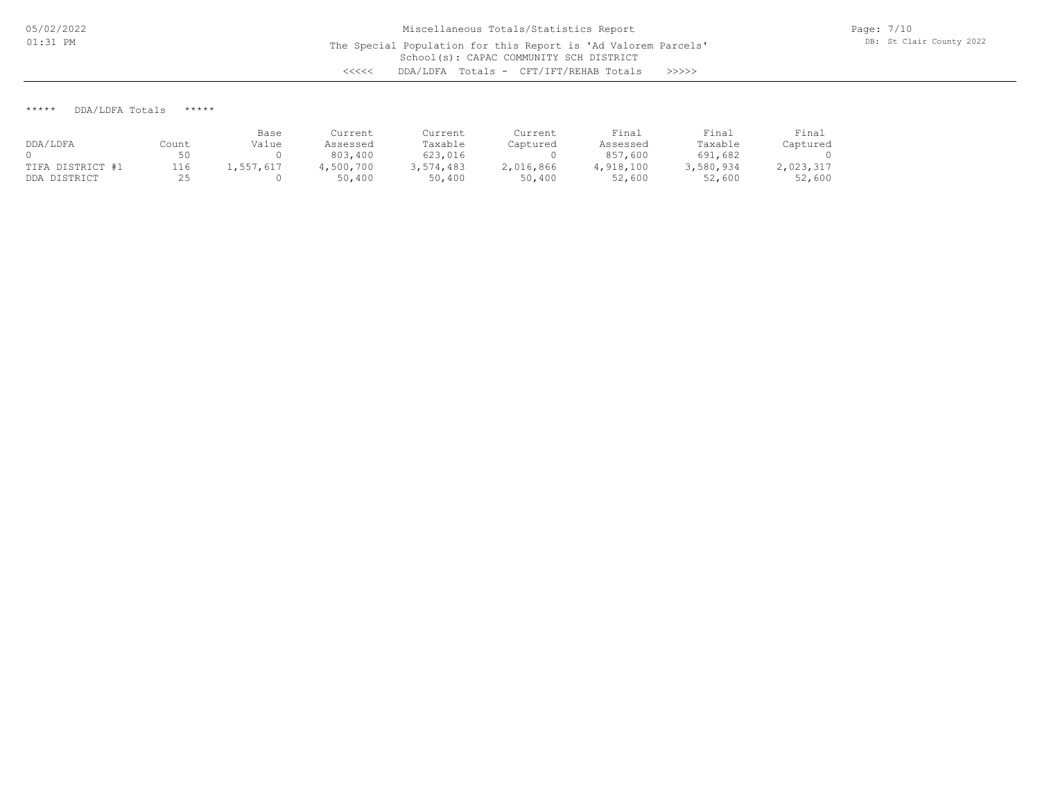Miscellaneous Totals/Statistics Report

The Special Population for this Report is 'Ad Valorem Parcels'

School(s): CAPAC COMMUNITY SCH DISTRICT

<<<<< DDA/LDFA Totals - CFT/IFT/REHAB Totals >>>>>

***** DDA/LDFA Totals *****

| DDA/LDFA | Count | Base Value | Current Assessed | Current Taxable | Current Captured | Final Assessed | Final Taxable | Final Captured |
|---|---|---|---|---|---|---|---|---|
| 0 | 50 | 0 | 803,400 | 623,016 | 0 | 857,600 | 691,682 | 0 |
| TIFA DISTRICT #1 | 116 | 1,557,617 | 4,500,700 | 3,574,483 | 2,016,866 | 4,918,100 | 3,580,934 | 2,023,317 |
| DDA DISTRICT | 25 | 0 | 50,400 | 50,400 | 50,400 | 52,600 | 52,600 | 52,600 |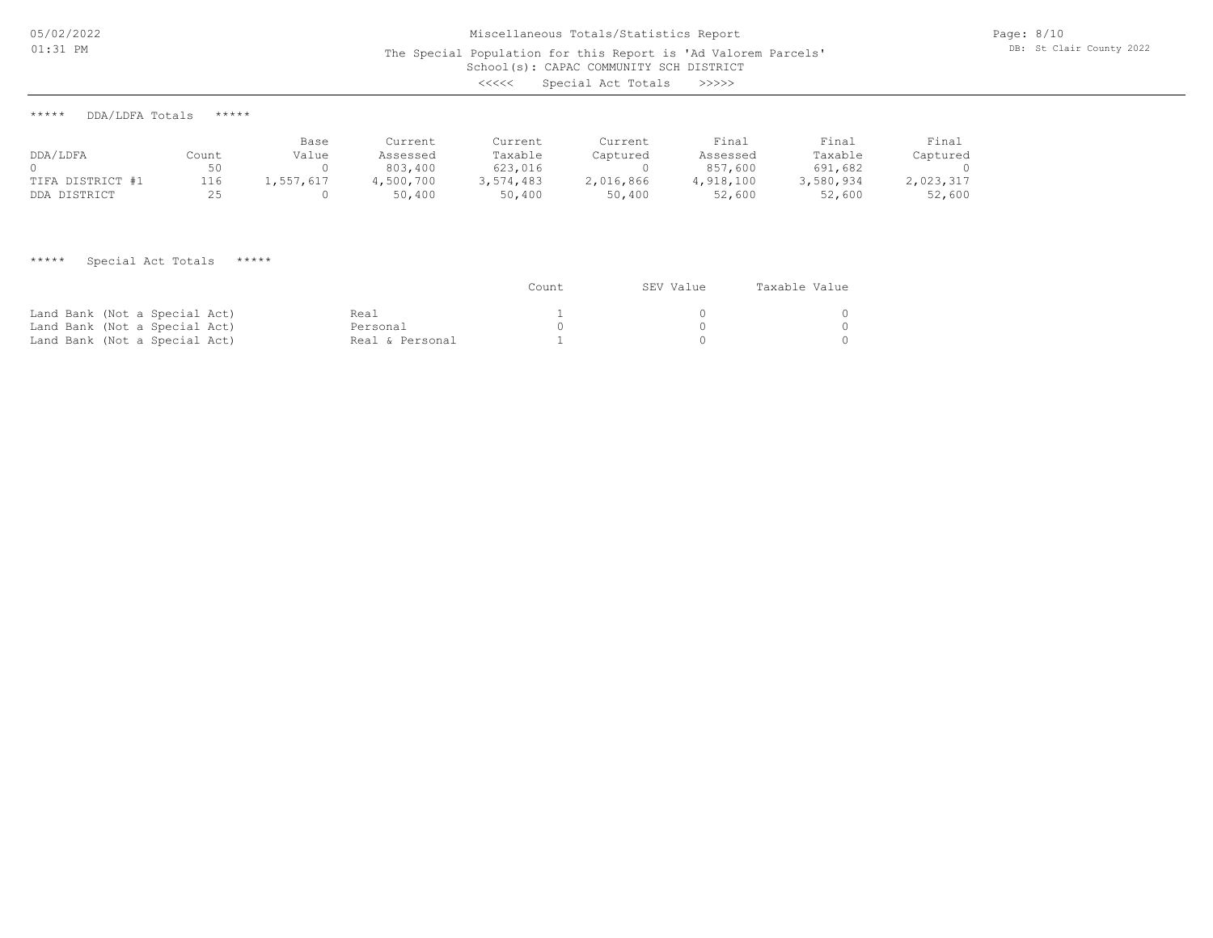Miscellaneous Totals/Statistics Report

The Special Population for this Report is 'Ad Valorem Parcels'

School(s): CAPAC COMMUNITY SCH DISTRICT

<<<<< Special Act Totals >>>>>

***** DDA/LDFA Totals *****

| DDA/LDFA | Count | Base Value | Current Assessed | Current Taxable | Current Captured | Final Assessed | Final Taxable | Final Captured |
|---|---|---|---|---|---|---|---|---|
| 0 | 50 | 0 | 803,400 | 623,016 | 0 | 857,600 | 691,682 | 0 |
| TIFA DISTRICT #1 | 116 | 1,557,617 | 4,500,700 | 3,574,483 | 2,016,866 | 4,918,100 | 3,580,934 | 2,023,317 |
| DDA DISTRICT | 25 | 0 | 50,400 | 50,400 | 50,400 | 52,600 | 52,600 | 52,600 |

***** Special Act Totals *****

| | | Count | SEV Value | Taxable Value |
|---|---|---|---|---|
| Land Bank (Not a Special Act) | Real | 1 | 0 | 0 |
| Land Bank (Not a Special Act) | Personal | 0 | 0 | 0 |
| Land Bank (Not a Special Act) | Real & Personal | 1 | 0 | 0 |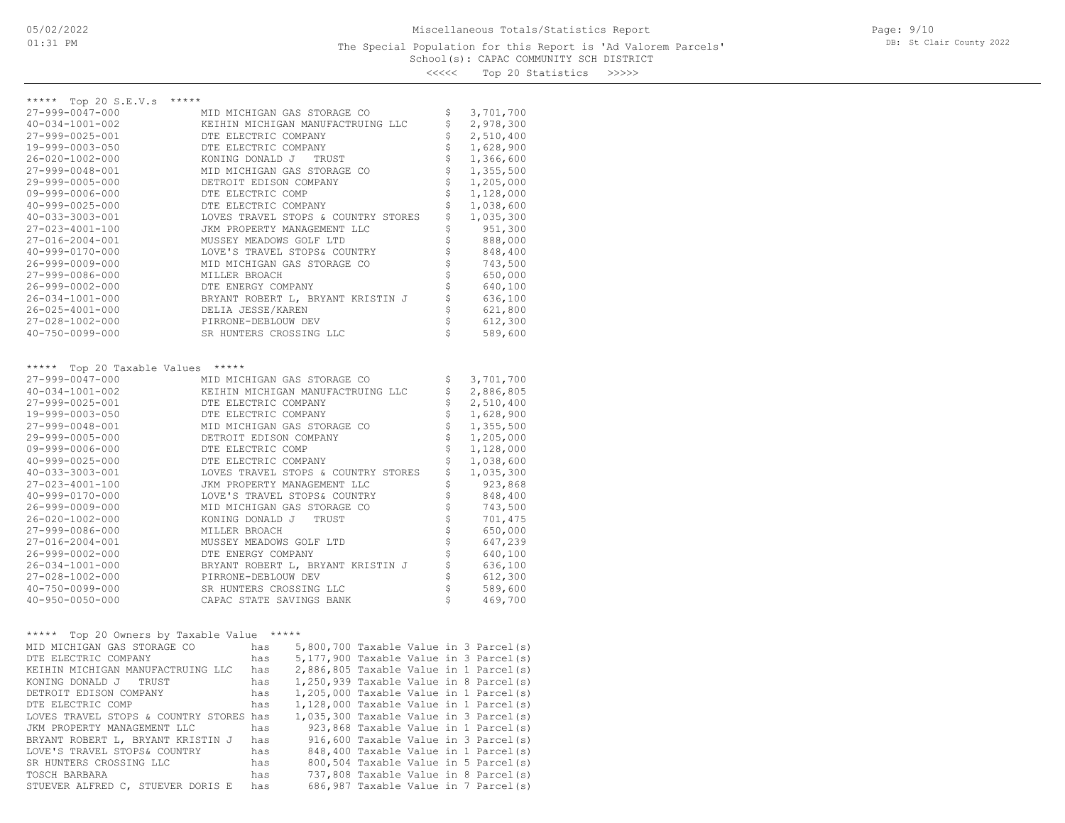Miscellaneous Totals/Statistics Report

The Special Population for this Report is 'Ad Valorem Parcels'

School(s): CAPAC COMMUNITY SCH DISTRICT

<<<<< Top 20 Statistics >>>>>

***** Top 20 S.E.V.s *****

| Parcel | Owner | Amount |
|---|---|---|
| 27-999-0047-000 | MID MICHIGAN GAS STORAGE CO | $ 3,701,700 |
| 40-034-1001-002 | KEIHIN MICHIGAN MANUFACTRUING LLC | $ 2,978,300 |
| 27-999-0025-001 | DTE ELECTRIC COMPANY | $ 2,510,400 |
| 19-999-0003-050 | DTE ELECTRIC COMPANY | $ 1,628,900 |
| 26-020-1002-000 | KONING DONALD J TRUST | $ 1,366,600 |
| 27-999-0048-001 | MID MICHIGAN GAS STORAGE CO | $ 1,355,500 |
| 29-999-0005-000 | DETROIT EDISON COMPANY | $ 1,205,000 |
| 09-999-0006-000 | DTE ELECTRIC COMP | $ 1,128,000 |
| 40-999-0025-000 | DTE ELECTRIC COMPANY | $ 1,038,600 |
| 40-033-3003-001 | LOVES TRAVEL STOPS & COUNTRY STORES | $ 1,035,300 |
| 27-023-4001-100 | JKM PROPERTY MANAGEMENT LLC | $ 951,300 |
| 27-016-2004-001 | MUSSEY MEADOWS GOLF LTD | $ 888,000 |
| 40-999-0170-000 | LOVE'S TRAVEL STOPS& COUNTRY | $ 848,400 |
| 26-999-0009-000 | MID MICHIGAN GAS STORAGE CO | $ 743,500 |
| 27-999-0086-000 | MILLER BROACH | $ 650,000 |
| 26-999-0002-000 | DTE ENERGY COMPANY | $ 640,100 |
| 26-034-1001-000 | BRYANT ROBERT L, BRYANT KRISTIN J | $ 636,100 |
| 26-025-4001-000 | DELIA JESSE/KAREN | $ 621,800 |
| 27-028-1002-000 | PIRRONE-DEBLOUW DEV | $ 612,300 |
| 40-750-0099-000 | SR HUNTERS CROSSING LLC | $ 589,600 |

***** Top 20 Taxable Values *****

| Parcel | Owner | Amount |
|---|---|---|
| 27-999-0047-000 | MID MICHIGAN GAS STORAGE CO | $ 3,701,700 |
| 40-034-1001-002 | KEIHIN MICHIGAN MANUFACTRUING LLC | $ 2,886,805 |
| 27-999-0025-001 | DTE ELECTRIC COMPANY | $ 2,510,400 |
| 19-999-0003-050 | DTE ELECTRIC COMPANY | $ 1,628,900 |
| 27-999-0048-001 | MID MICHIGAN GAS STORAGE CO | $ 1,355,500 |
| 29-999-0005-000 | DETROIT EDISON COMPANY | $ 1,205,000 |
| 09-999-0006-000 | DTE ELECTRIC COMP | $ 1,128,000 |
| 40-999-0025-000 | DTE ELECTRIC COMPANY | $ 1,038,600 |
| 40-033-3003-001 | LOVES TRAVEL STOPS & COUNTRY STORES | $ 1,035,300 |
| 27-023-4001-100 | JKM PROPERTY MANAGEMENT LLC | $ 923,868 |
| 40-999-0170-000 | LOVE'S TRAVEL STOPS& COUNTRY | $ 848,400 |
| 26-999-0009-000 | MID MICHIGAN GAS STORAGE CO | $ 743,500 |
| 26-020-1002-000 | KONING DONALD J TRUST | $ 701,475 |
| 27-999-0086-000 | MILLER BROACH | $ 650,000 |
| 27-016-2004-001 | MUSSEY MEADOWS GOLF LTD | $ 647,239 |
| 26-999-0002-000 | DTE ENERGY COMPANY | $ 640,100 |
| 26-034-1001-000 | BRYANT ROBERT L, BRYANT KRISTIN J | $ 636,100 |
| 27-028-1002-000 | PIRRONE-DEBLOUW DEV | $ 612,300 |
| 40-750-0099-000 | SR HUNTERS CROSSING LLC | $ 589,600 |
| 40-950-0050-000 | CAPAC STATE SAVINGS BANK | $ 469,700 |

***** Top 20 Owners by Taxable Value *****

| Owner | | Taxable Value | | Parcel(s) |
|---|---|---|---|---|
| MID MICHIGAN GAS STORAGE CO | has | 5,800,700 | Taxable Value in | 3 Parcel(s) |
| DTE ELECTRIC COMPANY | has | 5,177,900 | Taxable Value in | 3 Parcel(s) |
| KEIHIN MICHIGAN MANUFACTRUING LLC | has | 2,886,805 | Taxable Value in | 1 Parcel(s) |
| KONING DONALD J TRUST | has | 1,250,939 | Taxable Value in | 8 Parcel(s) |
| DETROIT EDISON COMPANY | has | 1,205,000 | Taxable Value in | 1 Parcel(s) |
| DTE ELECTRIC COMP | has | 1,128,000 | Taxable Value in | 1 Parcel(s) |
| LOVES TRAVEL STOPS & COUNTRY STORES | has | 1,035,300 | Taxable Value in | 3 Parcel(s) |
| JKM PROPERTY MANAGEMENT LLC | has | 923,868 | Taxable Value in | 1 Parcel(s) |
| BRYANT ROBERT L, BRYANT KRISTIN J | has | 916,600 | Taxable Value in | 3 Parcel(s) |
| LOVE'S TRAVEL STOPS& COUNTRY | has | 848,400 | Taxable Value in | 1 Parcel(s) |
| SR HUNTERS CROSSING LLC | has | 800,504 | Taxable Value in | 5 Parcel(s) |
| TOSCH BARBARA | has | 737,808 | Taxable Value in | 8 Parcel(s) |
| STUEVER ALFRED C, STUEVER DORIS E | has | 686,987 | Taxable Value in | 7 Parcel(s) |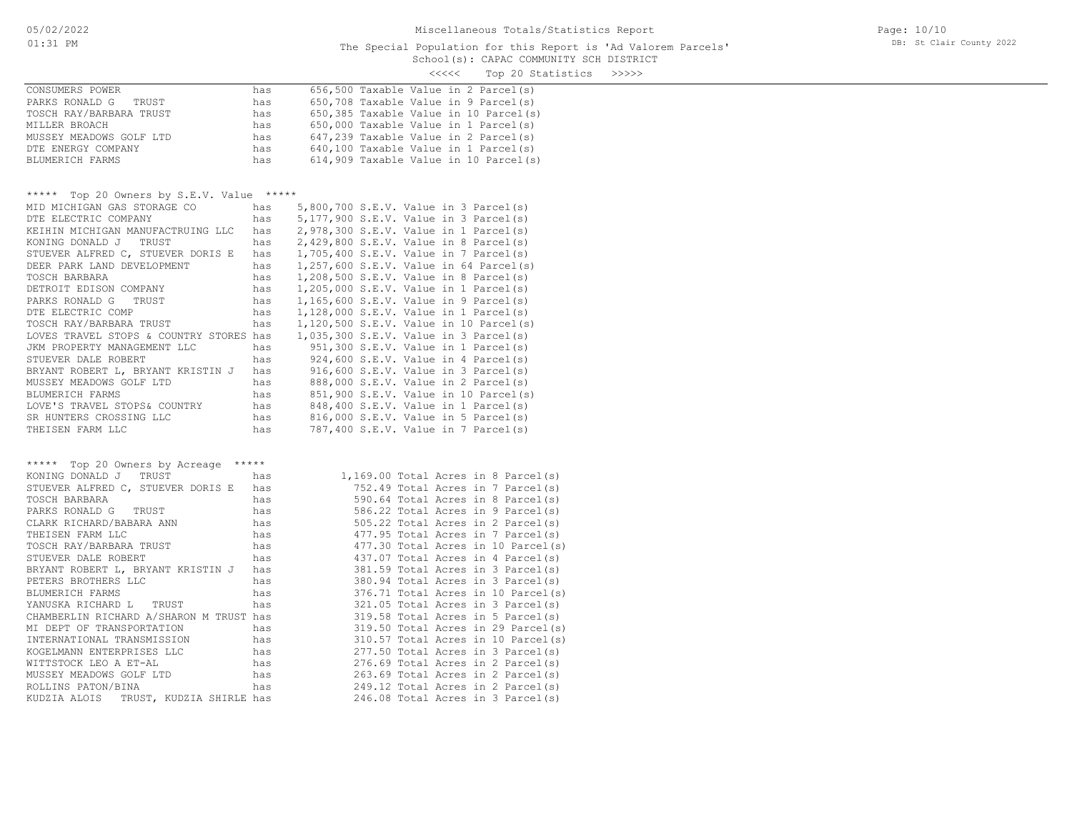| | | |
|---|---|---|
| CONSUMERS POWER | has | 656,500 Taxable Value in 2 Parcel(s) |
| PARKS RONALD G TRUST | has | 650,708 Taxable Value in 9 Parcel(s) |
| TOSCH RAY/BARBARA TRUST | has | 650,385 Taxable Value in 10 Parcel(s) |
| MILLER BROACH | has | 650,000 Taxable Value in 1 Parcel(s) |
| MUSSEY MEADOWS GOLF LTD | has | 647,239 Taxable Value in 2 Parcel(s) |
| DTE ENERGY COMPANY | has | 640,100 Taxable Value in 1 Parcel(s) |
| BLUMERICH FARMS | has | 614,909 Taxable Value in 10 Parcel(s) |

***** Top 20 Owners by S.E.V. Value *****

| | | |
|---|---|---|
| MID MICHIGAN GAS STORAGE CO | has | 5,800,700 S.E.V. Value in 3 Parcel(s) |
| DTE ELECTRIC COMPANY | has | 5,177,900 S.E.V. Value in 3 Parcel(s) |
| KEIHIN MICHIGAN MANUFACTRUING LLC | has | 2,978,300 S.E.V. Value in 1 Parcel(s) |
| KONING DONALD J TRUST | has | 2,429,800 S.E.V. Value in 8 Parcel(s) |
| STUEVER ALFRED C, STUEVER DORIS E | has | 1,705,400 S.E.V. Value in 7 Parcel(s) |
| DEER PARK LAND DEVELOPMENT | has | 1,257,600 S.E.V. Value in 64 Parcel(s) |
| TOSCH BARBARA | has | 1,208,500 S.E.V. Value in 8 Parcel(s) |
| DETROIT EDISON COMPANY | has | 1,205,000 S.E.V. Value in 1 Parcel(s) |
| PARKS RONALD G TRUST | has | 1,165,600 S.E.V. Value in 9 Parcel(s) |
| DTE ELECTRIC COMP | has | 1,128,000 S.E.V. Value in 1 Parcel(s) |
| TOSCH RAY/BARBARA TRUST | has | 1,120,500 S.E.V. Value in 10 Parcel(s) |
| LOVES TRAVEL STOPS & COUNTRY STORES | has | 1,035,300 S.E.V. Value in 3 Parcel(s) |
| JKM PROPERTY MANAGEMENT LLC | has | 951,300 S.E.V. Value in 1 Parcel(s) |
| STUEVER DALE ROBERT | has | 924,600 S.E.V. Value in 4 Parcel(s) |
| BRYANT ROBERT L, BRYANT KRISTIN J | has | 916,600 S.E.V. Value in 3 Parcel(s) |
| MUSSEY MEADOWS GOLF LTD | has | 888,000 S.E.V. Value in 2 Parcel(s) |
| BLUMERICH FARMS | has | 851,900 S.E.V. Value in 10 Parcel(s) |
| LOVE'S TRAVEL STOPS& COUNTRY | has | 848,400 S.E.V. Value in 1 Parcel(s) |
| SR HUNTERS CROSSING LLC | has | 816,000 S.E.V. Value in 5 Parcel(s) |
| THEISEN FARM LLC | has | 787,400 S.E.V. Value in 7 Parcel(s) |

***** Top 20 Owners by Acreage *****

| | | |
|---|---|---|
| KONING DONALD J TRUST | has | 1,169.00 Total Acres in 8 Parcel(s) |
| STUEVER ALFRED C, STUEVER DORIS E | has | 752.49 Total Acres in 7 Parcel(s) |
| TOSCH BARBARA | has | 590.64 Total Acres in 8 Parcel(s) |
| PARKS RONALD G TRUST | has | 586.22 Total Acres in 9 Parcel(s) |
| CLARK RICHARD/BABARA ANN | has | 505.22 Total Acres in 2 Parcel(s) |
| THEISEN FARM LLC | has | 477.95 Total Acres in 7 Parcel(s) |
| TOSCH RAY/BARBARA TRUST | has | 477.30 Total Acres in 10 Parcel(s) |
| STUEVER DALE ROBERT | has | 437.07 Total Acres in 4 Parcel(s) |
| BRYANT ROBERT L, BRYANT KRISTIN J | has | 381.59 Total Acres in 3 Parcel(s) |
| PETERS BROTHERS LLC | has | 380.94 Total Acres in 3 Parcel(s) |
| BLUMERICH FARMS | has | 376.71 Total Acres in 10 Parcel(s) |
| YANUSKA RICHARD L TRUST | has | 321.05 Total Acres in 3 Parcel(s) |
| CHAMBERLIN RICHARD A/SHARON M TRUST | has | 319.58 Total Acres in 5 Parcel(s) |
| MI DEPT OF TRANSPORTATION | has | 319.50 Total Acres in 29 Parcel(s) |
| INTERNATIONAL TRANSMISSION | has | 310.57 Total Acres in 10 Parcel(s) |
| KOGELMANN ENTERPRISES LLC | has | 277.50 Total Acres in 3 Parcel(s) |
| WITTSTOCK LEO A ET-AL | has | 276.69 Total Acres in 2 Parcel(s) |
| MUSSEY MEADOWS GOLF LTD | has | 263.69 Total Acres in 2 Parcel(s) |
| ROLLINS PATON/BINA | has | 249.12 Total Acres in 2 Parcel(s) |
| KUDZIA ALOIS TRUST, KUDZIA SHIRLE | has | 246.08 Total Acres in 3 Parcel(s) |